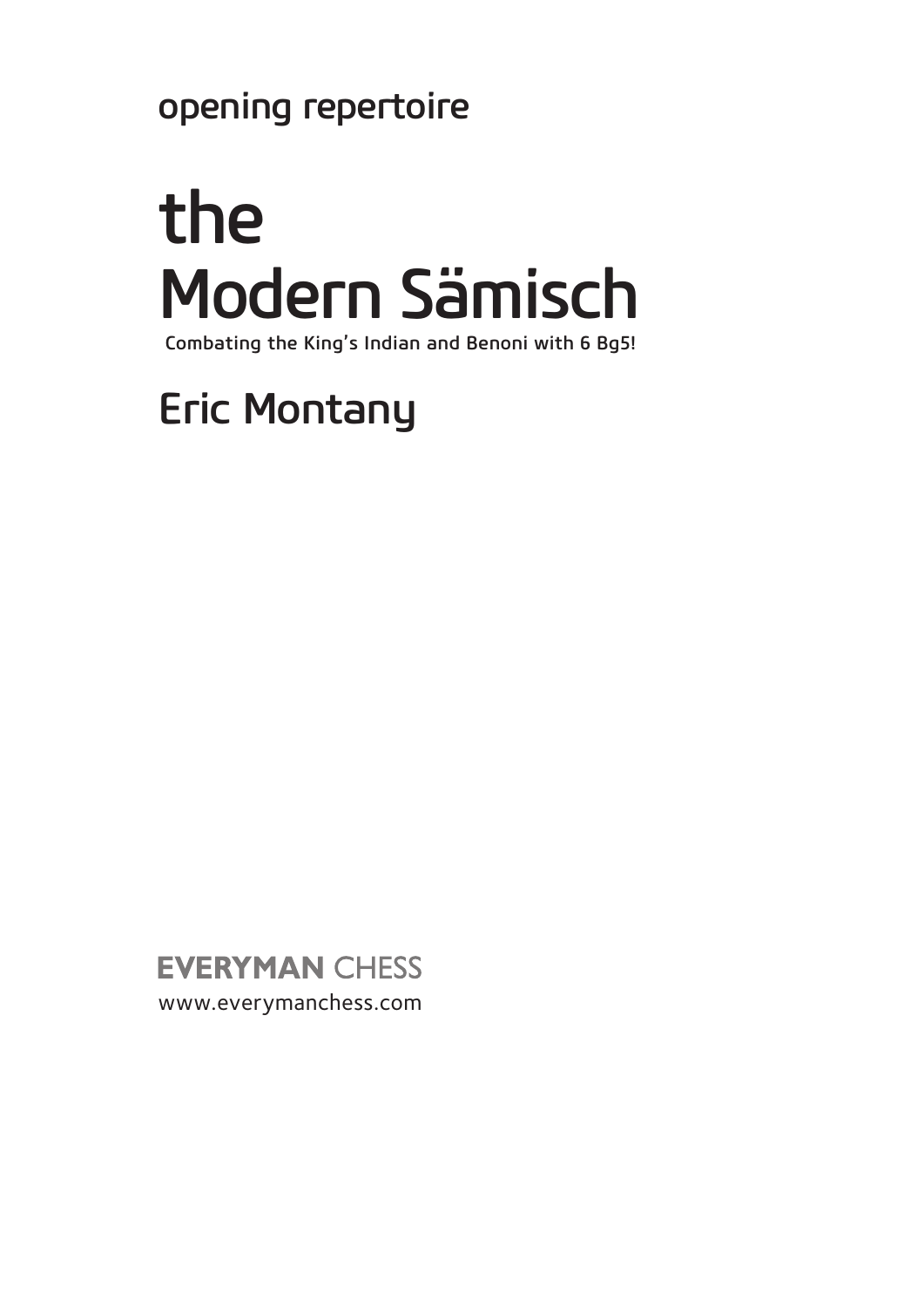opening repertoire

# the Modern Sämisch

Combating the King's Indian and Benoni with 6 Bg5!

## Eric Montany

EVERYMAN CHESS

www.everymanchess.com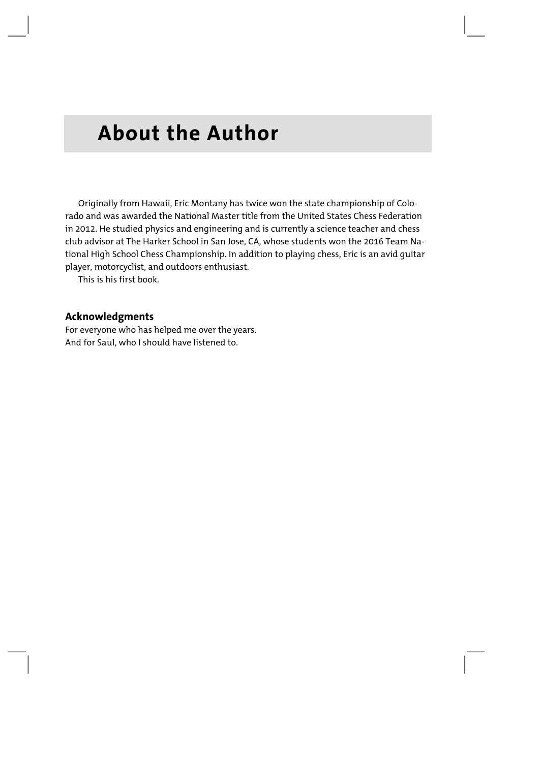# About the Author

Originally from Hawaii, Eric Montany has twice won the state championship of Colorado and was awarded the National Master title from the United States Chess Federation in 2012. He studied physics and engineering and is currently a science teacher and chess club advisor at The Harker School in San Jose, CA, whose students won the 2016 Team National High School Chess Championship. In addition to playing chess, Eric is an avid guitar player, motorcyclist, and outdoors enthusiast.

This is his first book.

### Acknowledgments

For everyone who has helped me over the years.
And for Saul, who I should have listened to.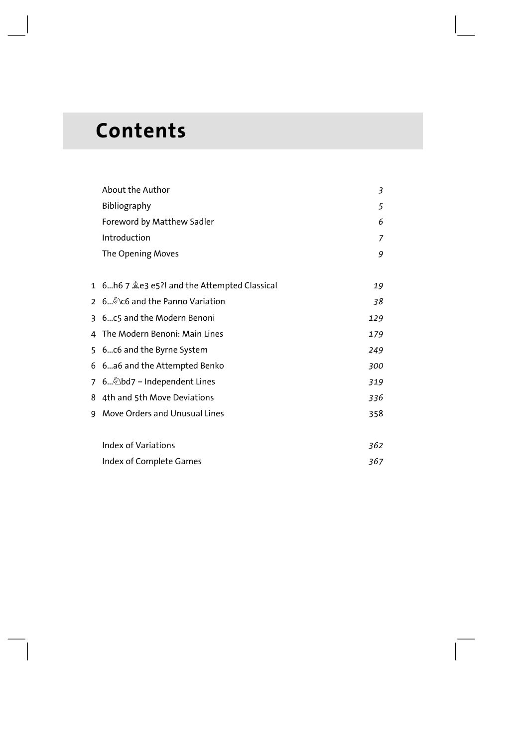# Contents

| | | |
|---|---|---|
| | About the Author | *3* |
| | Bibliography | *5* |
| | Foreword by Matthew Sadler | *6* |
| | Introduction | *7* |
| | The Opening Moves | *9* |
| 1 | 6...h6 7 ♗e3 e5?! and the Attempted Classical | *19* |
| 2 | 6...♘c6 and the Panno Variation | *38* |
| 3 | 6...c5 and the Modern Benoni | *129* |
| 4 | The Modern Benoni: Main Lines | *179* |
| 5 | 6...c6 and the Byrne System | *249* |
| 6 | 6...a6 and the Attempted Benko | *300* |
| 7 | 6...♘bd7 – Independent Lines | *319* |
| 8 | 4th and 5th Move Deviations | *336* |
| 9 | Move Orders and Unusual Lines | 358 |
| | Index of Variations | *362* |
| | Index of Complete Games | *367* |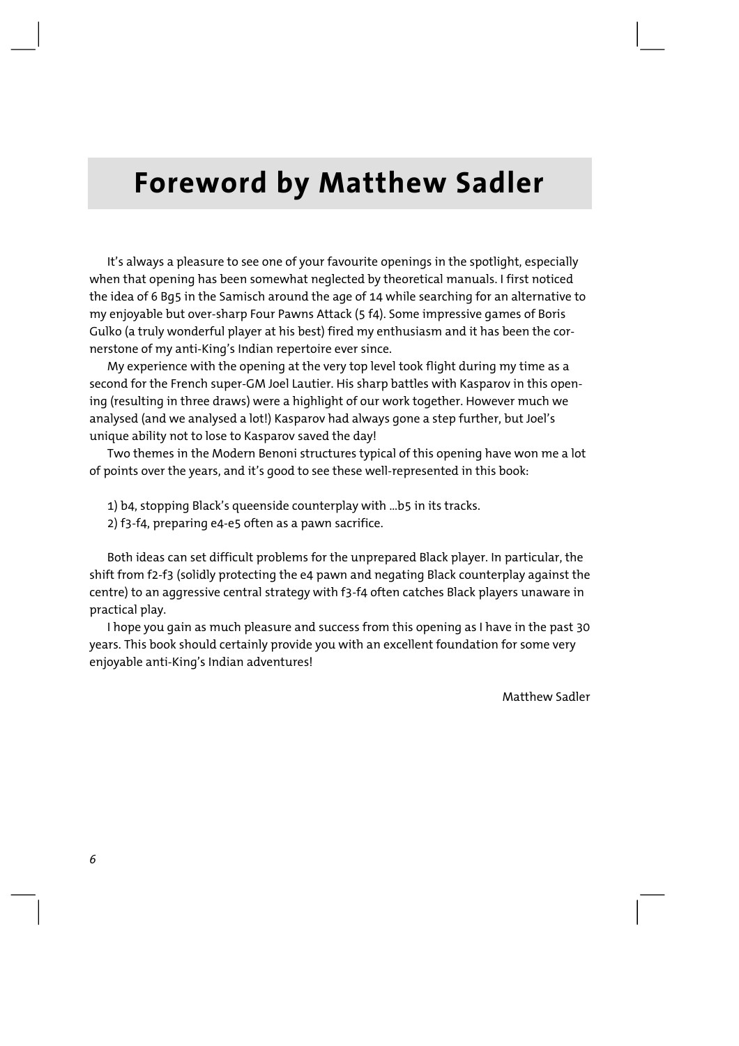# Foreword by Matthew Sadler

It's always a pleasure to see one of your favourite openings in the spotlight, especially when that opening has been somewhat neglected by theoretical manuals. I first noticed the idea of 6 Bg5 in the Samisch around the age of 14 while searching for an alternative to my enjoyable but over-sharp Four Pawns Attack (5 f4). Some impressive games of Boris Gulko (a truly wonderful player at his best) fired my enthusiasm and it has been the cornerstone of my anti-King's Indian repertoire ever since.

My experience with the opening at the very top level took flight during my time as a second for the French super-GM Joel Lautier. His sharp battles with Kasparov in this opening (resulting in three draws) were a highlight of our work together. However much we analysed (and we analysed a lot!) Kasparov had always gone a step further, but Joel's unique ability not to lose to Kasparov saved the day!

Two themes in the Modern Benoni structures typical of this opening have won me a lot of points over the years, and it's good to see these well-represented in this book:

1) b4, stopping Black's queenside counterplay with ...b5 in its tracks.
2) f3-f4, preparing e4-e5 often as a pawn sacrifice.

Both ideas can set difficult problems for the unprepared Black player. In particular, the shift from f2-f3 (solidly protecting the e4 pawn and negating Black counterplay against the centre) to an aggressive central strategy with f3-f4 often catches Black players unaware in practical play.

I hope you gain as much pleasure and success from this opening as I have in the past 30 years. This book should certainly provide you with an excellent foundation for some very enjoyable anti-King's Indian adventures!

Matthew Sadler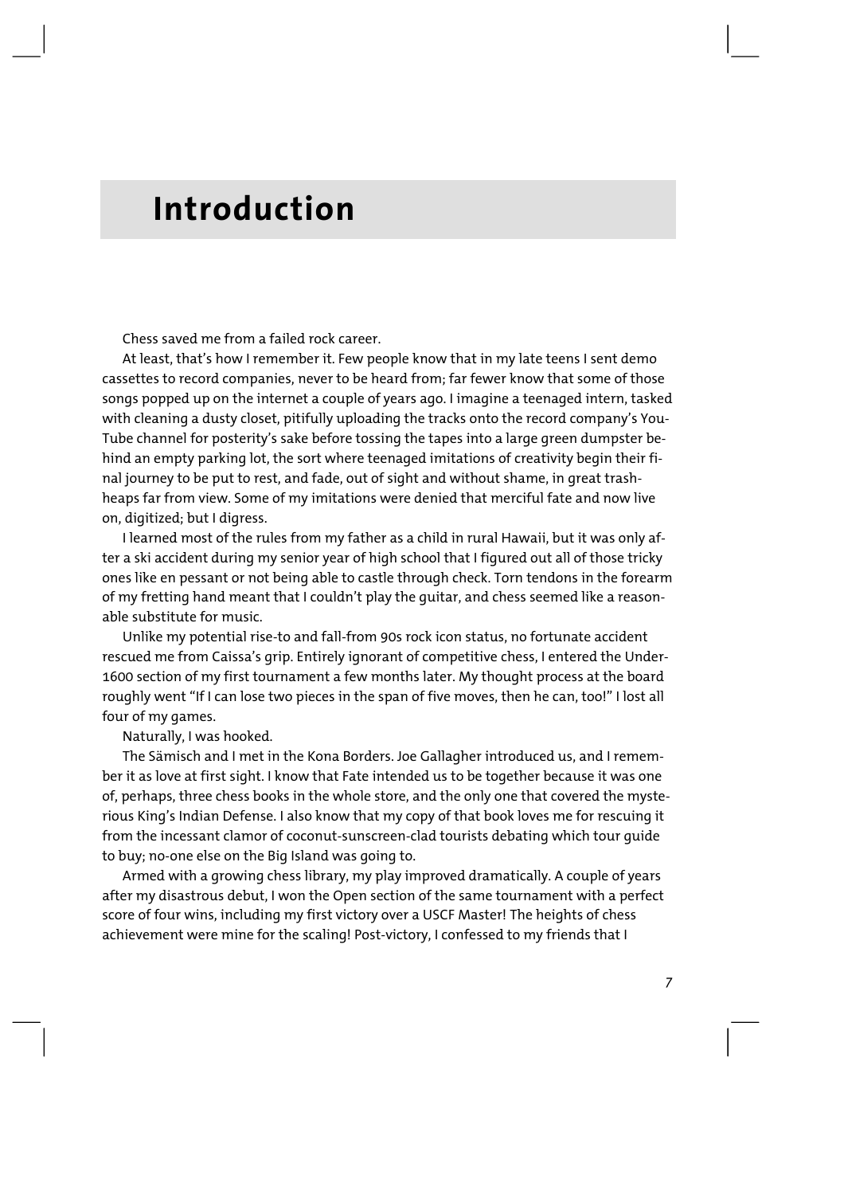# Introduction

Chess saved me from a failed rock career.

At least, that's how I remember it. Few people know that in my late teens I sent demo cassettes to record companies, never to be heard from; far fewer know that some of those songs popped up on the internet a couple of years ago. I imagine a teenaged intern, tasked with cleaning a dusty closet, pitifully uploading the tracks onto the record company's YouTube channel for posterity's sake before tossing the tapes into a large green dumpster behind an empty parking lot, the sort where teenaged imitations of creativity begin their final journey to be put to rest, and fade, out of sight and without shame, in great trash-heaps far from view. Some of my imitations were denied that merciful fate and now live on, digitized; but I digress.

I learned most of the rules from my father as a child in rural Hawaii, but it was only after a ski accident during my senior year of high school that I figured out all of those tricky ones like en pessant or not being able to castle through check. Torn tendons in the forearm of my fretting hand meant that I couldn't play the guitar, and chess seemed like a reasonable substitute for music.

Unlike my potential rise-to and fall-from 90s rock icon status, no fortunate accident rescued me from Caissa's grip. Entirely ignorant of competitive chess, I entered the Under-1600 section of my first tournament a few months later. My thought process at the board roughly went "If I can lose two pieces in the span of five moves, then he can, too!" I lost all four of my games.

Naturally, I was hooked.

The Sämisch and I met in the Kona Borders. Joe Gallagher introduced us, and I remember it as love at first sight. I know that Fate intended us to be together because it was one of, perhaps, three chess books in the whole store, and the only one that covered the mysterious King's Indian Defense. I also know that my copy of that book loves me for rescuing it from the incessant clamor of coconut-sunscreen-clad tourists debating which tour guide to buy; no-one else on the Big Island was going to.

Armed with a growing chess library, my play improved dramatically. A couple of years after my disastrous debut, I won the Open section of the same tournament with a perfect score of four wins, including my first victory over a USCF Master! The heights of chess achievement were mine for the scaling! Post-victory, I confessed to my friends that I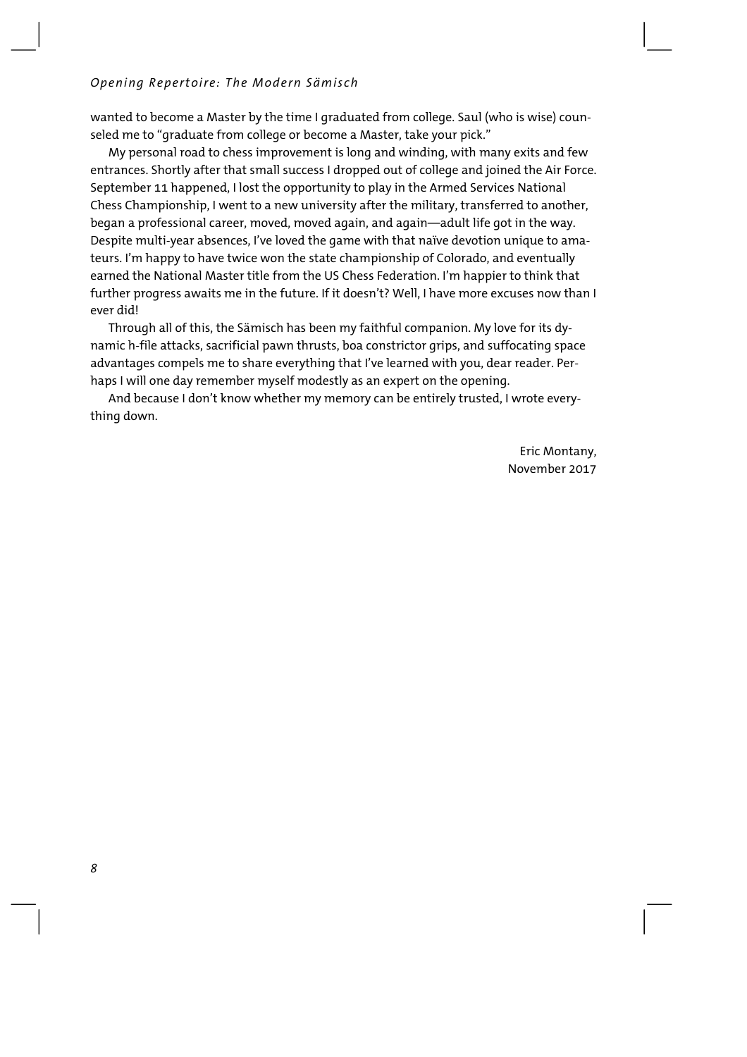wanted to become a Master by the time I graduated from college. Saul (who is wise) counseled me to "graduate from college or become a Master, take your pick."

My personal road to chess improvement is long and winding, with many exits and few entrances. Shortly after that small success I dropped out of college and joined the Air Force. September 11 happened, I lost the opportunity to play in the Armed Services National Chess Championship, I went to a new university after the military, transferred to another, began a professional career, moved, moved again, and again—adult life got in the way. Despite multi-year absences, I've loved the game with that naïve devotion unique to amateurs. I'm happy to have twice won the state championship of Colorado, and eventually earned the National Master title from the US Chess Federation. I'm happier to think that further progress awaits me in the future. If it doesn't? Well, I have more excuses now than I ever did!

Through all of this, the Sämisch has been my faithful companion. My love for its dynamic h-file attacks, sacrificial pawn thrusts, boa constrictor grips, and suffocating space advantages compels me to share everything that I've learned with you, dear reader. Perhaps I will one day remember myself modestly as an expert on the opening.

And because I don't know whether my memory can be entirely trusted, I wrote everything down.

Eric Montany,
November 2017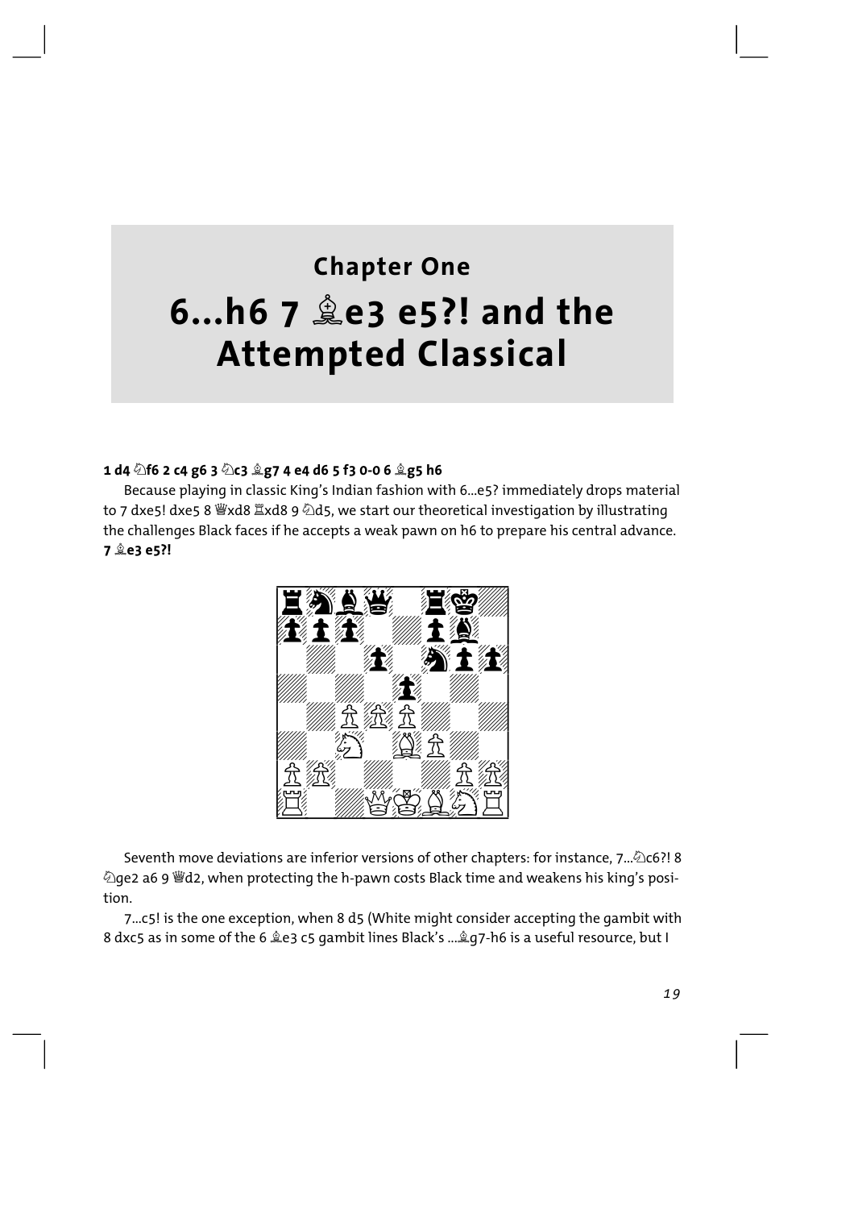## Chapter One

# 6...h6 7 ♗e3 e5?! and the Attempted Classical

**1 d4 ♘f6 2 c4 g6 3 ♘c3 ♗g7 4 e4 d6 5 f3 0-0 6 ♗g5 h6**

Because playing in classic King's Indian fashion with 6...e5? immediately drops material to 7 dxe5! dxe5 8 ♕xd8 ♖xd8 9 ♘d5, we start our theoretical investigation by illustrating the challenges Black faces if he accepts a weak pawn on h6 to prepare his central advance.

**7 ♗e3 e5?!**

Seventh move deviations are inferior versions of other chapters: for instance, 7...♘c6?! 8 ♘ge2 a6 9 ♕d2, when protecting the h-pawn costs Black time and weakens his king's position.

7...c5! is the one exception, when 8 d5 (White might consider accepting the gambit with 8 dxc5 as in some of the 6 ♗e3 c5 gambit lines Black's ...♗g7-h6 is a useful resource, but I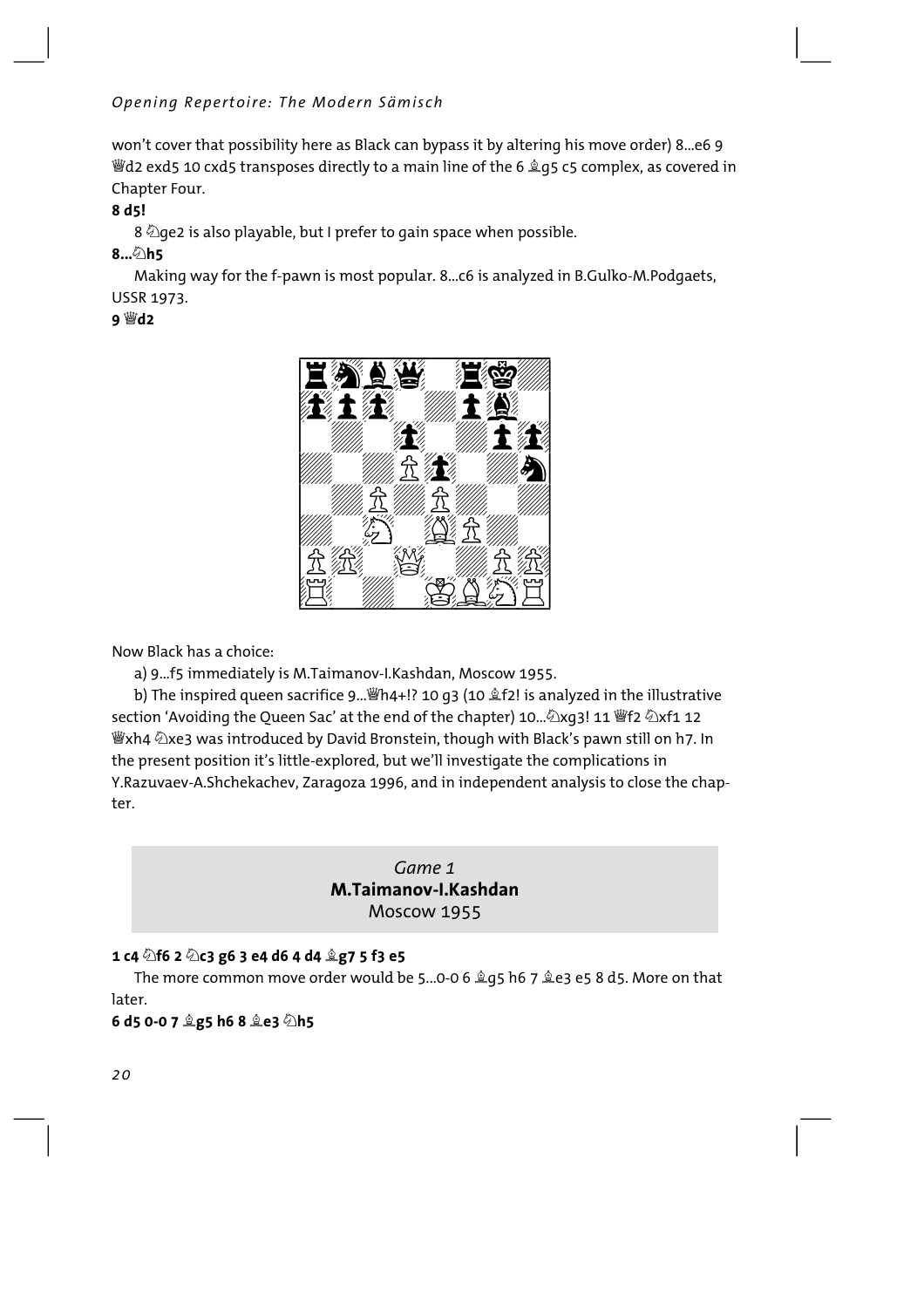won't cover that possibility here as Black can bypass it by altering his move order) 8...e6 9 ♕d2 exd5 10 cxd5 transposes directly to a main line of the 6 ♗g5 c5 complex, as covered in Chapter Four.

**8 d5!**

8 ♘ge2 is also playable, but I prefer to gain space when possible.

**8...♘h5**

Making way for the f-pawn is most popular. 8...c6 is analyzed in B.Gulko-M.Podgaets, USSR 1973.

**9 ♕d2**

Now Black has a choice:

a) 9...f5 immediately is M.Taimanov-I.Kashdan, Moscow 1955.

b) The inspired queen sacrifice 9...♕h4+!? 10 g3 (10 ♗f2! is analyzed in the illustrative section 'Avoiding the Queen Sac' at the end of the chapter) 10...♘xg3! 11 ♕f2 ♘xf1 12 ♕xh4 ♘xe3 was introduced by David Bronstein, though with Black's pawn still on h7. In the present position it's little-explored, but we'll investigate the complications in Y.Razuvaev-A.Shchekachev, Zaragoza 1996, and in independent analysis to close the chapter.

*Game 1*
**M.Taimanov-I.Kashdan**
Moscow 1955

**1 c4 ♘f6 2 ♘c3 g6 3 e4 d6 4 d4 ♗g7 5 f3 e5**

The more common move order would be 5...0-0 6 ♗g5 h6 7 ♗e3 e5 8 d5. More on that later.

**6 d5 0-0 7 ♗g5 h6 8 ♗e3 ♘h5**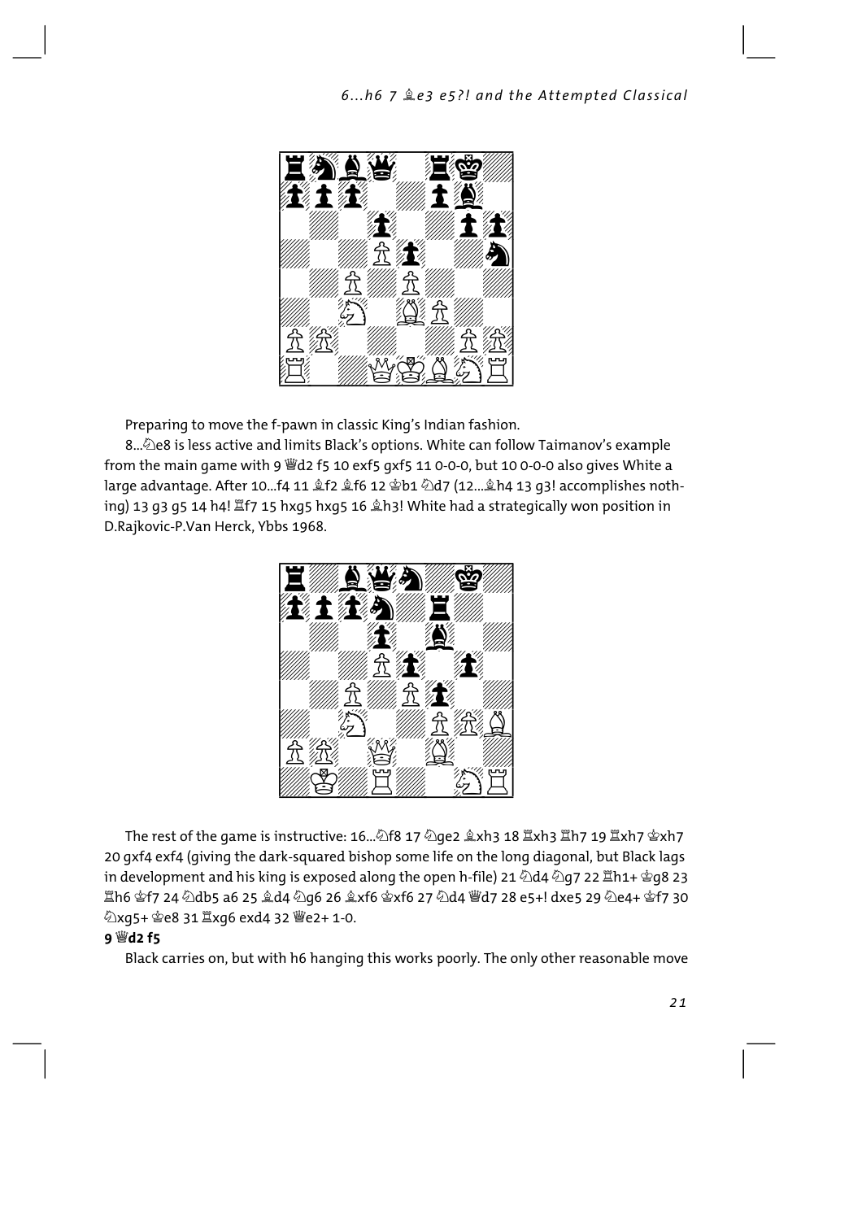Preparing to move the f-pawn in classic King's Indian fashion.

8...♘e8 is less active and limits Black's options. White can follow Taimanov's example from the main game with 9 ♕d2 f5 10 exf5 gxf5 11 0-0-0, but 10 0-0-0 also gives White a large advantage. After 10...f4 11 ♗f2 ♗f6 12 ♔b1 ♘d7 (12...♗h4 13 g3! accomplishes nothing) 13 g3 g5 14 h4! ♖f7 15 hxg5 hxg5 16 ♗h3! White had a strategically won position in D.Rajkovic-P.Van Herck, Ybbs 1968.

The rest of the game is instructive: 16...♘f8 17 ♘ge2 ♗xh3 18 ♖xh3 ♖h7 19 ♖xh7 ♔xh7 20 gxf4 exf4 (giving the dark-squared bishop some life on the long diagonal, but Black lags in development and his king is exposed along the open h-file) 21 ♘d4 ♘g7 22 ♖h1+ ♔g8 23 ♖h6 ♔f7 24 ♘db5 a6 25 ♗d4 ♘g6 26 ♗xf6 ♔xf6 27 ♘d4 ♕d7 28 e5+! dxe5 29 ♘e4+ ♔f7 30 ♘xg5+ ♔e8 31 ♖xg6 exd4 32 ♕e2+ 1-0.

**9 ♕d2 f5**

Black carries on, but with h6 hanging this works poorly. The only other reasonable move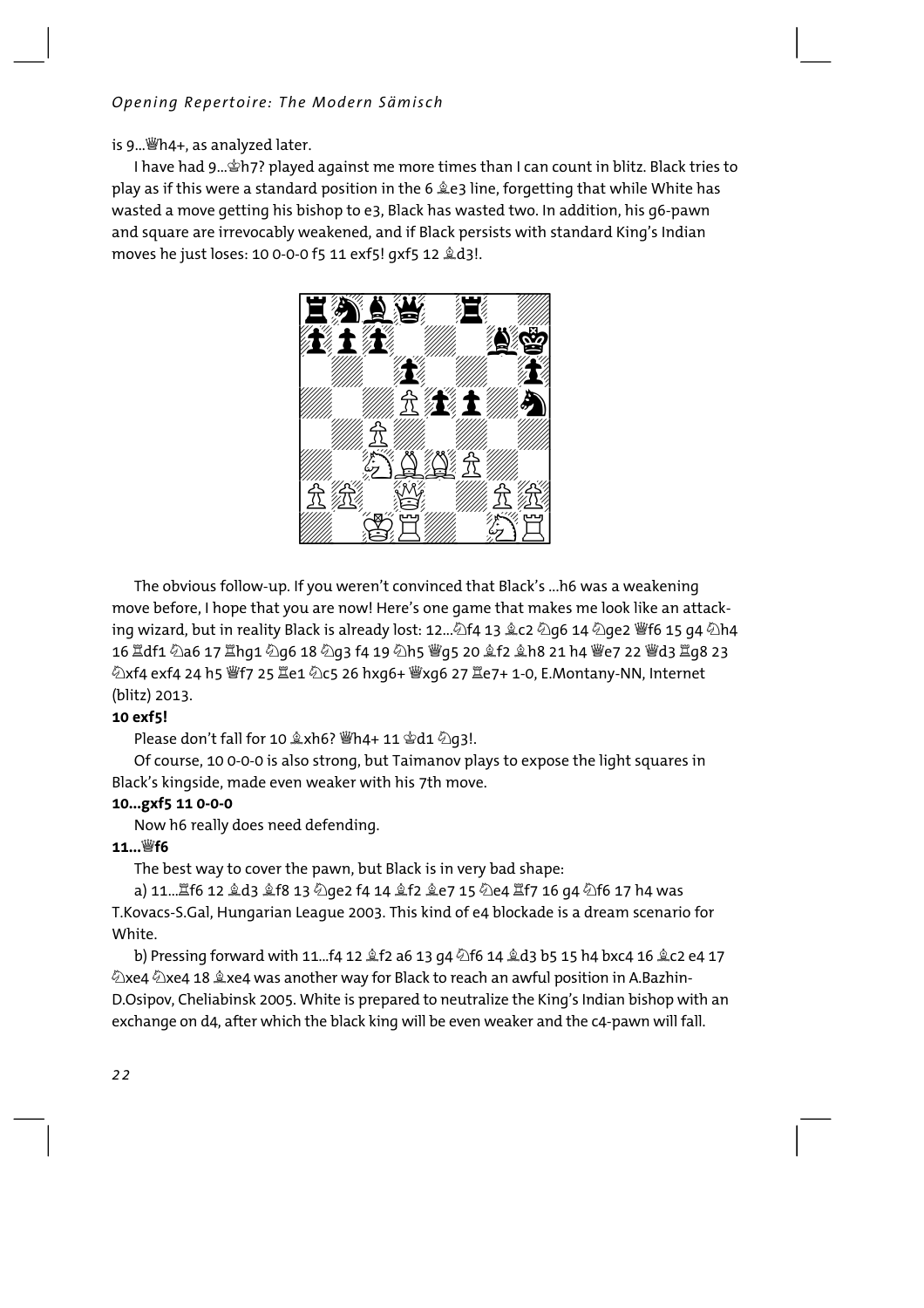is 9...♕h4+, as analyzed later.

I have had 9...♔h7? played against me more times than I can count in blitz. Black tries to play as if this were a standard position in the 6 ♗e3 line, forgetting that while White has wasted a move getting his bishop to e3, Black has wasted two. In addition, his g6-pawn and square are irrevocably weakened, and if Black persists with standard King's Indian moves he just loses: 10 0-0-0 f5 11 exf5! gxf5 12 ♗d3!.

The obvious follow-up. If you weren't convinced that Black's ...h6 was a weakening move before, I hope that you are now! Here's one game that makes me look like an attacking wizard, but in reality Black is already lost: 12...♘f4 13 ♗c2 ♘g6 14 ♘ge2 ♕f6 15 g4 ♘h4 16 ♖df1 ♘a6 17 ♖hg1 ♘g6 18 ♘g3 f4 19 ♘h5 ♕g5 20 ♗f2 ♗h8 21 h4 ♕e7 22 ♕d3 ♖g8 23 ♘xf4 exf4 24 h5 ♕f7 25 ♖e1 ♘c5 26 hxg6+ ♕xg6 27 ♖e7+ 1-0, E.Montany-NN, Internet (blitz) 2013.

**10 exf5!**

Please don't fall for 10 ♗xh6? ♕h4+ 11 ♔d1 ♘g3!.

Of course, 10 0-0-0 is also strong, but Taimanov plays to expose the light squares in Black's kingside, made even weaker with his 7th move.

**10...gxf5 11 0-0-0**

Now h6 really does need defending.

**11...♕f6**

The best way to cover the pawn, but Black is in very bad shape:

a) 11...♖f6 12 ♗d3 ♗f8 13 ♘ge2 f4 14 ♗f2 ♗e7 15 ♘e4 ♖f7 16 g4 ♘f6 17 h4 was T.Kovacs-S.Gal, Hungarian League 2003. This kind of e4 blockade is a dream scenario for White.

b) Pressing forward with 11...f4 12 ♗f2 a6 13 g4 ♘f6 14 ♗d3 b5 15 h4 bxc4 16 ♗c2 e4 17 ♘xe4 ♘xe4 18 ♗xe4 was another way for Black to reach an awful position in A.Bazhin-D.Osipov, Cheliabinsk 2005. White is prepared to neutralize the King's Indian bishop with an exchange on d4, after which the black king will be even weaker and the c4-pawn will fall.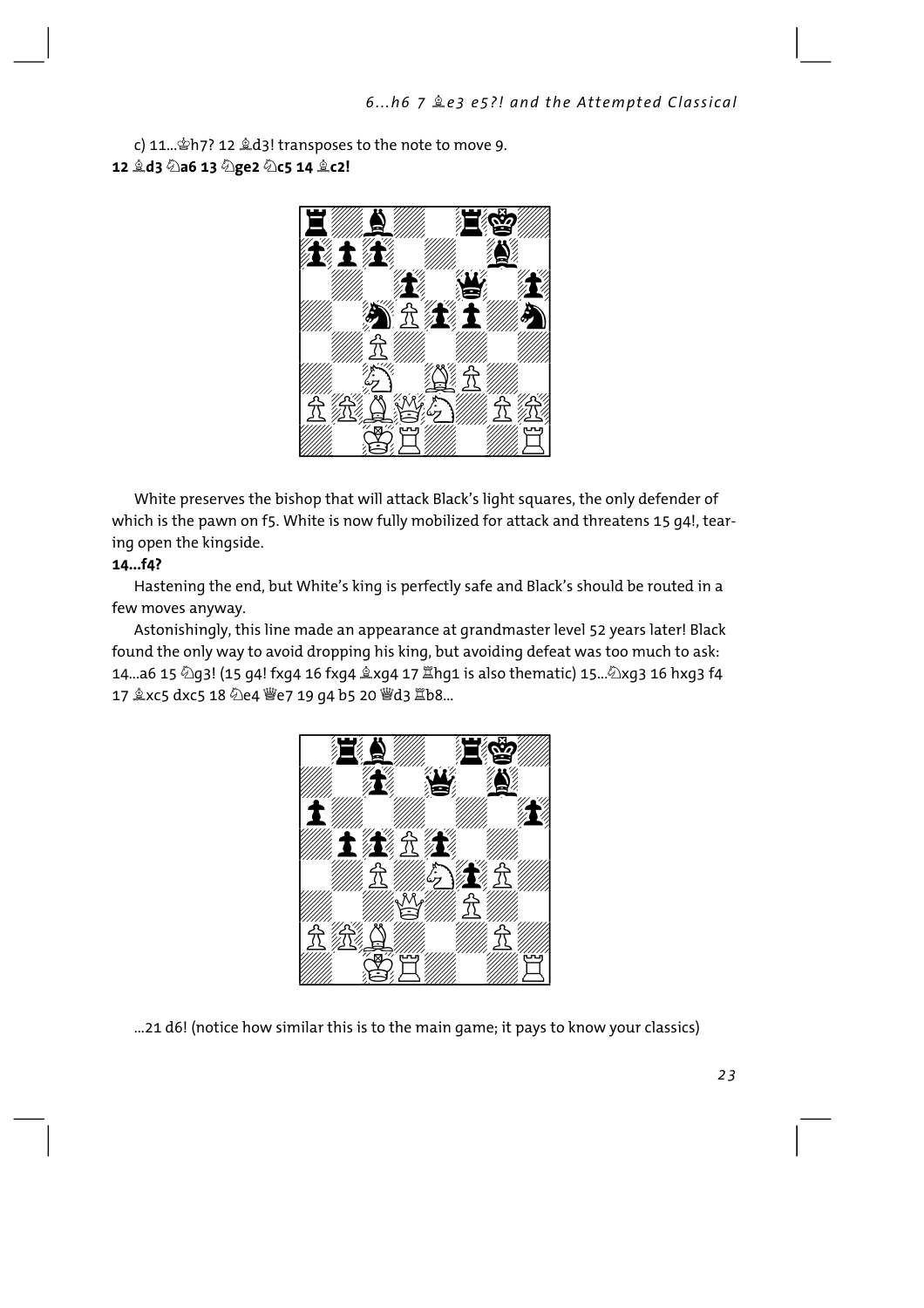c) 11...♔h7? 12 ♗d3! transposes to the note to move 9.

**12 ♗d3 ♘a6 13 ♘ge2 ♘c5 14 ♗c2!**

White preserves the bishop that will attack Black's light squares, the only defender of which is the pawn on f5. White is now fully mobilized for attack and threatens 15 g4!, tearing open the kingside.

**14...f4?**

Hastening the end, but White's king is perfectly safe and Black's should be routed in a few moves anyway.

Astonishingly, this line made an appearance at grandmaster level 52 years later! Black found the only way to avoid dropping his king, but avoiding defeat was too much to ask: 14...a6 15 ♘g3! (15 g4! fxg4 16 fxg4 ♗xg4 17 ♖hg1 is also thematic) 15...♘xg3 16 hxg3 f4 17 ♗xc5 dxc5 18 ♘e4 ♕e7 19 g4 b5 20 ♕d3 ♖b8...

...21 d6! (notice how similar this is to the main game; it pays to know your classics)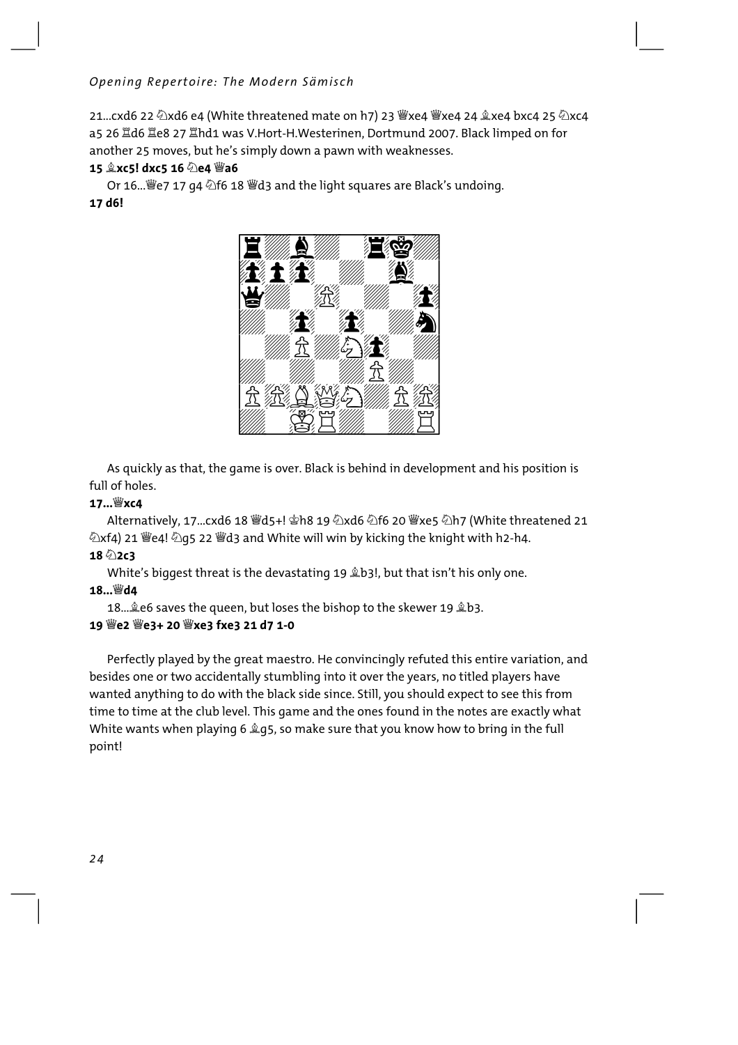21...cxd6 22 ♘xd6 e4 (White threatened mate on h7) 23 ♕xe4 ♕xe4 24 ♗xe4 bxc4 25 ♘xc4 a5 26 ♖d6 ♖e8 27 ♖hd1 was V.Hort-H.Westerinen, Dortmund 2007. Black limped on for another 25 moves, but he's simply down a pawn with weaknesses.

**15 ♗xc5! dxc5 16 ♘e4 ♕a6**

Or 16...♕e7 17 g4 ♘f6 18 ♕d3 and the light squares are Black's undoing.

**17 d6!**

As quickly as that, the game is over. Black is behind in development and his position is full of holes.

**17...♕xc4**

Alternatively, 17...cxd6 18 ♕d5+! ♔h8 19 ♘xd6 ♘f6 20 ♕xe5 ♘h7 (White threatened 21 ♘xf4) 21 ♕e4! ♘g5 22 ♕d3 and White will win by kicking the knight with h2-h4.

**18 ♘2c3**

White's biggest threat is the devastating 19 ♗b3!, but that isn't his only one.

**18...♕d4**

18...♗e6 saves the queen, but loses the bishop to the skewer 19 ♗b3.

**19 ♕e2 ♕e3+ 20 ♕xe3 fxe3 21 d7 1-0**

Perfectly played by the great maestro. He convincingly refuted this entire variation, and besides one or two accidentally stumbling into it over the years, no titled players have wanted anything to do with the black side since. Still, you should expect to see this from time to time at the club level. This game and the ones found in the notes are exactly what White wants when playing 6 ♗g5, so make sure that you know how to bring in the full point!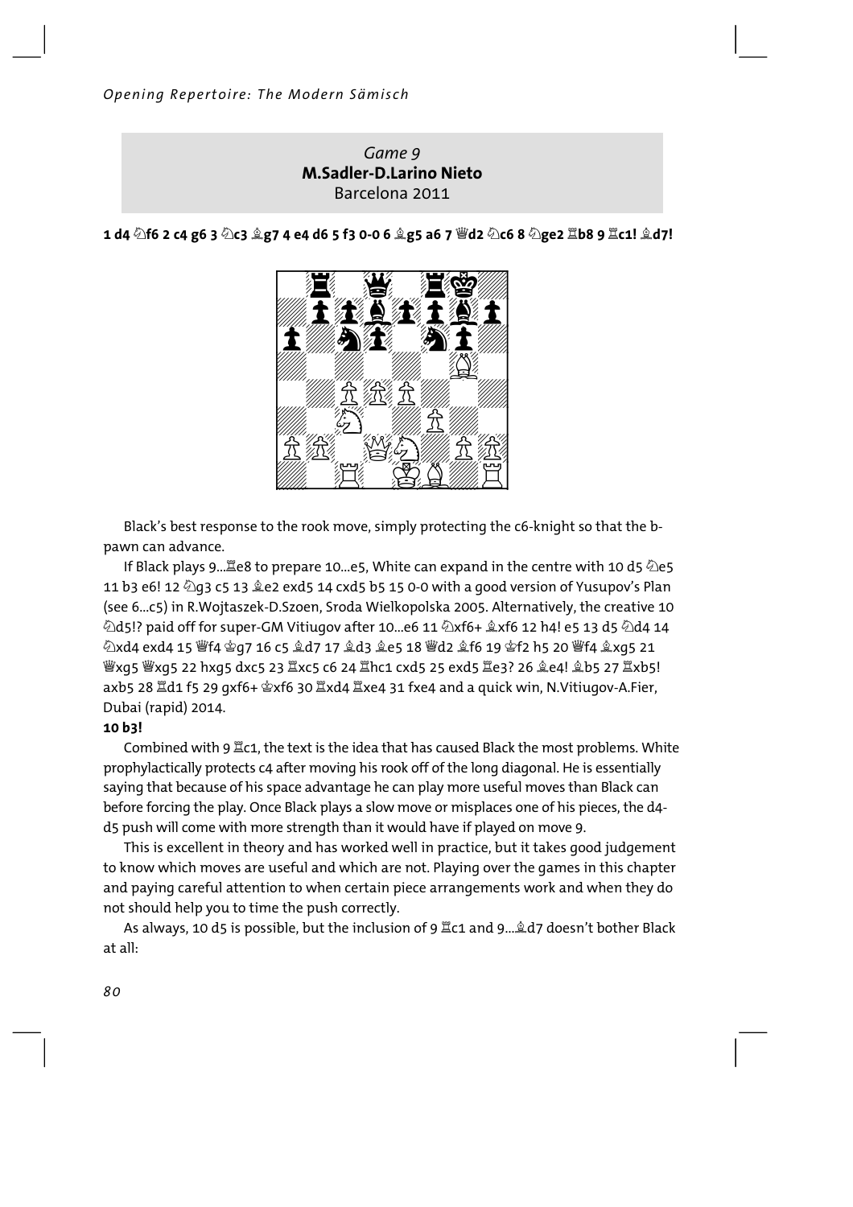## *Game 9*
## M.Sadler-D.Larino Nieto
Barcelona 2011

**1 d4 ♘f6 2 c4 g6 3 ♘c3 ♗g7 4 e4 d6 5 f3 0-0 6 ♗g5 a6 7 ♕d2 ♘c6 8 ♘ge2 ♖b8 9 ♖c1! ♗d7!**

Black's best response to the rook move, simply protecting the c6-knight so that the b-pawn can advance.

If Black plays 9...♖e8 to prepare 10...e5, White can expand in the centre with 10 d5 ♘e5 11 b3 e6! 12 ♘g3 c5 13 ♗e2 exd5 14 cxd5 b5 15 0-0 with a good version of Yusupov's Plan (see 6...c5) in R.Wojtaszek-D.Szoen, Sroda Wielkopolska 2005. Alternatively, the creative 10 ♘d5!? paid off for super-GM Vitiugov after 10...e6 11 ♘xf6+ ♗xf6 12 h4! e5 13 d5 ♘d4 14 ♘xd4 exd4 15 ♕f4 ♔g7 16 c5 ♗d7 17 ♗d3 ♗e5 18 ♕d2 ♗f6 19 ♔f2 h5 20 ♕f4 ♗xg5 21 ♕xg5 ♕xg5 22 hxg5 dxc5 23 ♖xc5 c6 24 ♖hc1 cxd5 25 exd5 ♖e3? 26 ♗e4! ♗b5 27 ♖xb5! axb5 28 ♖d1 f5 29 gxf6+ ♔xf6 30 ♖xd4 ♖xe4 31 fxe4 and a quick win, N.Vitiugov-A.Fier, Dubai (rapid) 2014.

**10 b3!**

Combined with 9 ♖c1, the text is the idea that has caused Black the most problems. White prophylactically protects c4 after moving his rook off of the long diagonal. He is essentially saying that because of his space advantage he can play more useful moves than Black can before forcing the play. Once Black plays a slow move or misplaces one of his pieces, the d4-d5 push will come with more strength than it would have if played on move 9.

This is excellent in theory and has worked well in practice, but it takes good judgement to know which moves are useful and which are not. Playing over the games in this chapter and paying careful attention to when certain piece arrangements work and when they do not should help you to time the push correctly.

As always, 10 d5 is possible, but the inclusion of 9 ♖c1 and 9...♗d7 doesn't bother Black at all: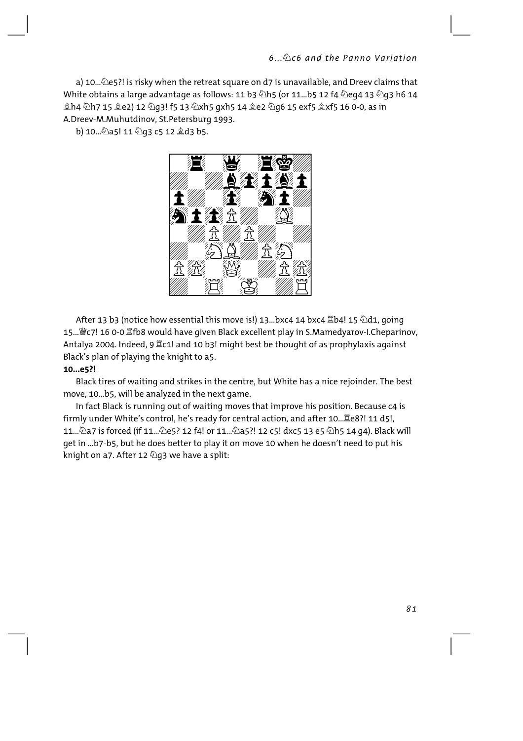a) 10...♘e5?! is risky when the retreat square on d7 is unavailable, and Dreev claims that White obtains a large advantage as follows: 11 b3 ♘h5 (or 11...b5 12 f4 ♘eg4 13 ♘g3 h6 14 ♗h4 ♘h7 15 ♗e2) 12 ♘g3! f5 13 ♘xh5 gxh5 14 ♗e2 ♘g6 15 exf5 ♗xf5 16 0-0, as in A.Dreev-M.Muhutdinov, St.Petersburg 1993.

b) 10...♘a5! 11 ♘g3 c5 12 ♗d3 b5.

After 13 b3 (notice how essential this move is!) 13...bxc4 14 bxc4 ♖b4! 15 ♘d1, going 15...♕c7! 16 0-0 ♖fb8 would have given Black excellent play in S.Mamedyarov-I.Cheparinov, Antalya 2004. Indeed, 9 ♖c1! and 10 b3! might best be thought of as prophylaxis against Black's plan of playing the knight to a5.

**10...e5?!**

Black tires of waiting and strikes in the centre, but White has a nice rejoinder. The best move, 10...b5, will be analyzed in the next game.

In fact Black is running out of waiting moves that improve his position. Because c4 is firmly under White's control, he's ready for central action, and after 10...♖e8?! 11 d5!, 11...♘a7 is forced (if 11...♘e5? 12 f4! or 11...♘a5?! 12 c5! dxc5 13 e5 ♘h5 14 g4). Black will get in ...b7-b5, but he does better to play it on move 10 when he doesn't need to put his knight on a7. After 12 ♘g3 we have a split: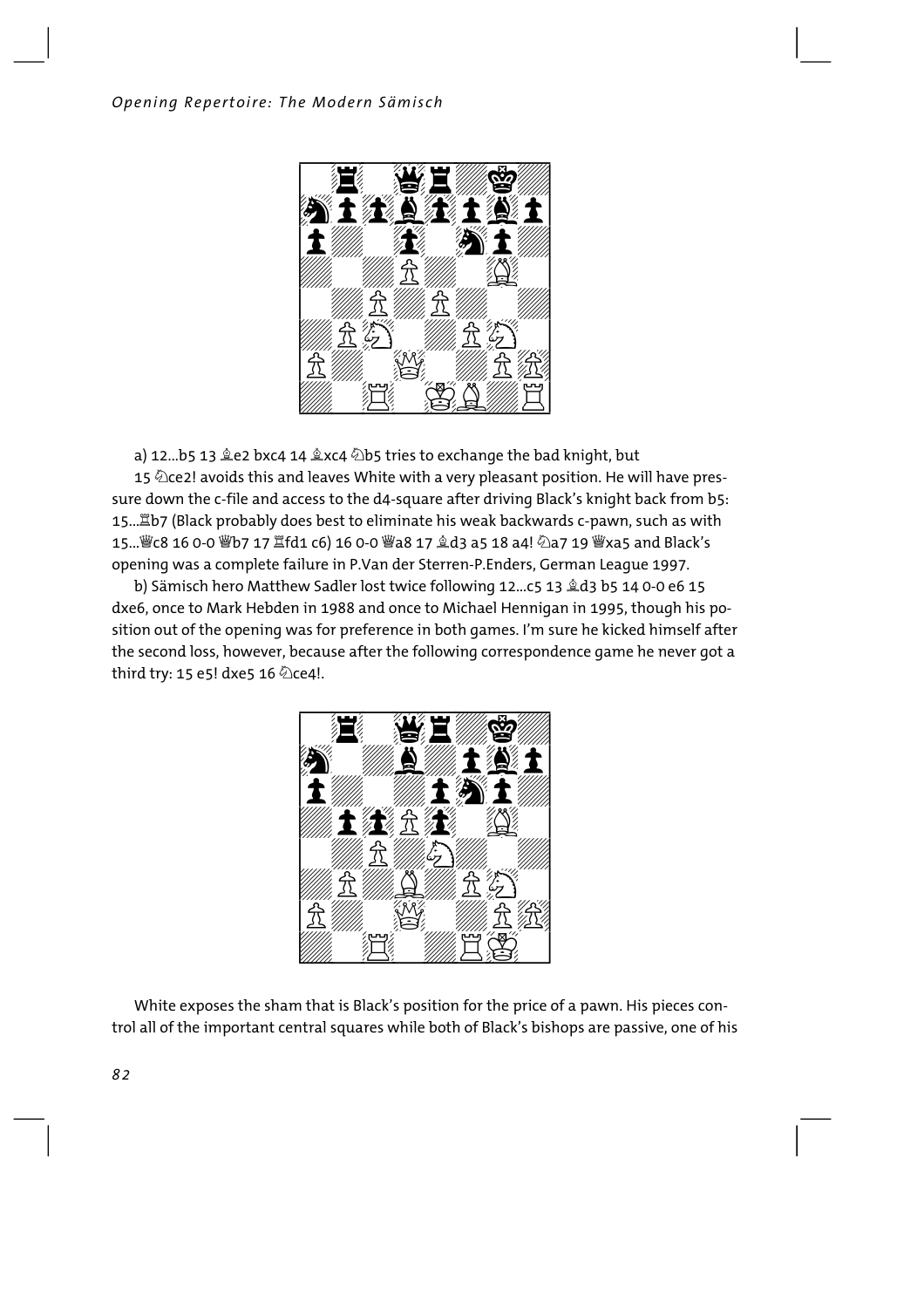a) 12...b5 13 ♗e2 bxc4 14 ♗xc4 ♘b5 tries to exchange the bad knight, but 15 ♘ce2! avoids this and leaves White with a very pleasant position. He will have pressure down the c-file and access to the d4-square after driving Black's knight back from b5: 15...♖b7 (Black probably does best to eliminate his weak backwards c-pawn, such as with 15...♕c8 16 0-0 ♕b7 17 ♖fd1 c6) 16 0-0 ♕a8 17 ♗d3 a5 18 a4! ♘a7 19 ♕xa5 and Black's opening was a complete failure in P.Van der Sterren-P.Enders, German League 1997.

b) Sämisch hero Matthew Sadler lost twice following 12...c5 13 ♗d3 b5 14 0-0 e6 15 dxe6, once to Mark Hebden in 1988 and once to Michael Hennigan in 1995, though his position out of the opening was for preference in both games. I'm sure he kicked himself after the second loss, however, because after the following correspondence game he never got a third try: 15 e5! dxe5 16 ♘ce4!.

White exposes the sham that is Black's position for the price of a pawn. His pieces control all of the important central squares while both of Black's bishops are passive, one of his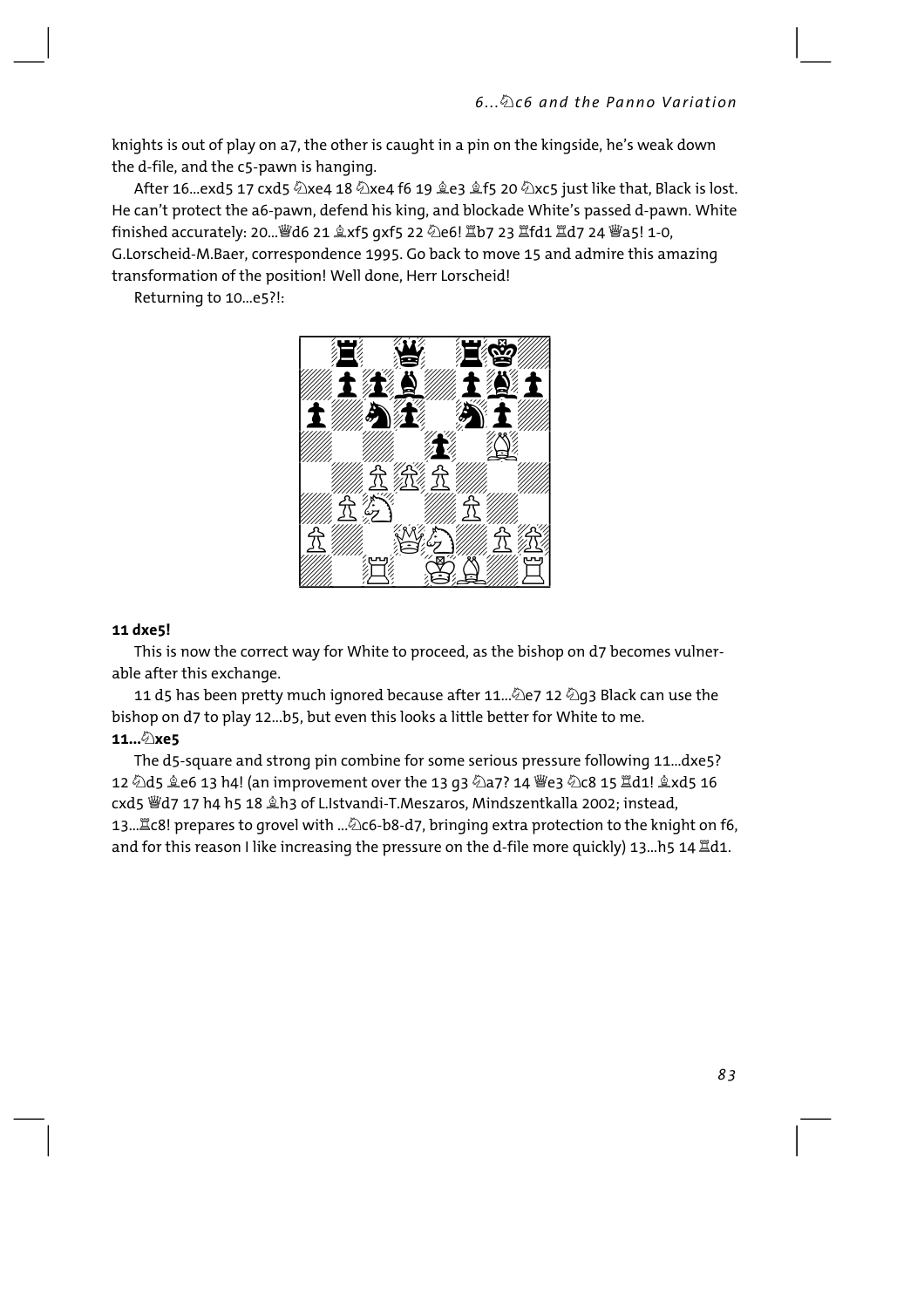knights is out of play on a7, the other is caught in a pin on the kingside, he's weak down the d-file, and the c5-pawn is hanging.

After 16...exd5 17 cxd5 ♘xe4 18 ♘xe4 f6 19 ♗e3 ♗f5 20 ♘xc5 just like that, Black is lost. He can't protect the a6-pawn, defend his king, and blockade White's passed d-pawn. White finished accurately: 20...♕d6 21 ♗xf5 gxf5 22 ♘e6! ♖b7 23 ♖fd1 ♖d7 24 ♕a5! 1-0, G.Lorscheid-M.Baer, correspondence 1995. Go back to move 15 and admire this amazing transformation of the position! Well done, Herr Lorscheid!

Returning to 10...e5?!:

**11 dxe5!**

This is now the correct way for White to proceed, as the bishop on d7 becomes vulnerable after this exchange.

11 d5 has been pretty much ignored because after 11...♘e7 12 ♘g3 Black can use the bishop on d7 to play 12...b5, but even this looks a little better for White to me.

**11...♘xe5**

The d5-square and strong pin combine for some serious pressure following 11...dxe5? 12 ♘d5 ♗e6 13 h4! (an improvement over the 13 g3 ♘a7? 14 ♕e3 ♘c8 15 ♖d1! ♗xd5 16 cxd5 ♕d7 17 h4 h5 18 ♗h3 of L.Istvandi-T.Meszaros, Mindszentkalla 2002; instead, 13...♖c8! prepares to grovel with ...♘c6-b8-d7, bringing extra protection to the knight on f6, and for this reason I like increasing the pressure on the d-file more quickly) 13...h5 14 ♖d1.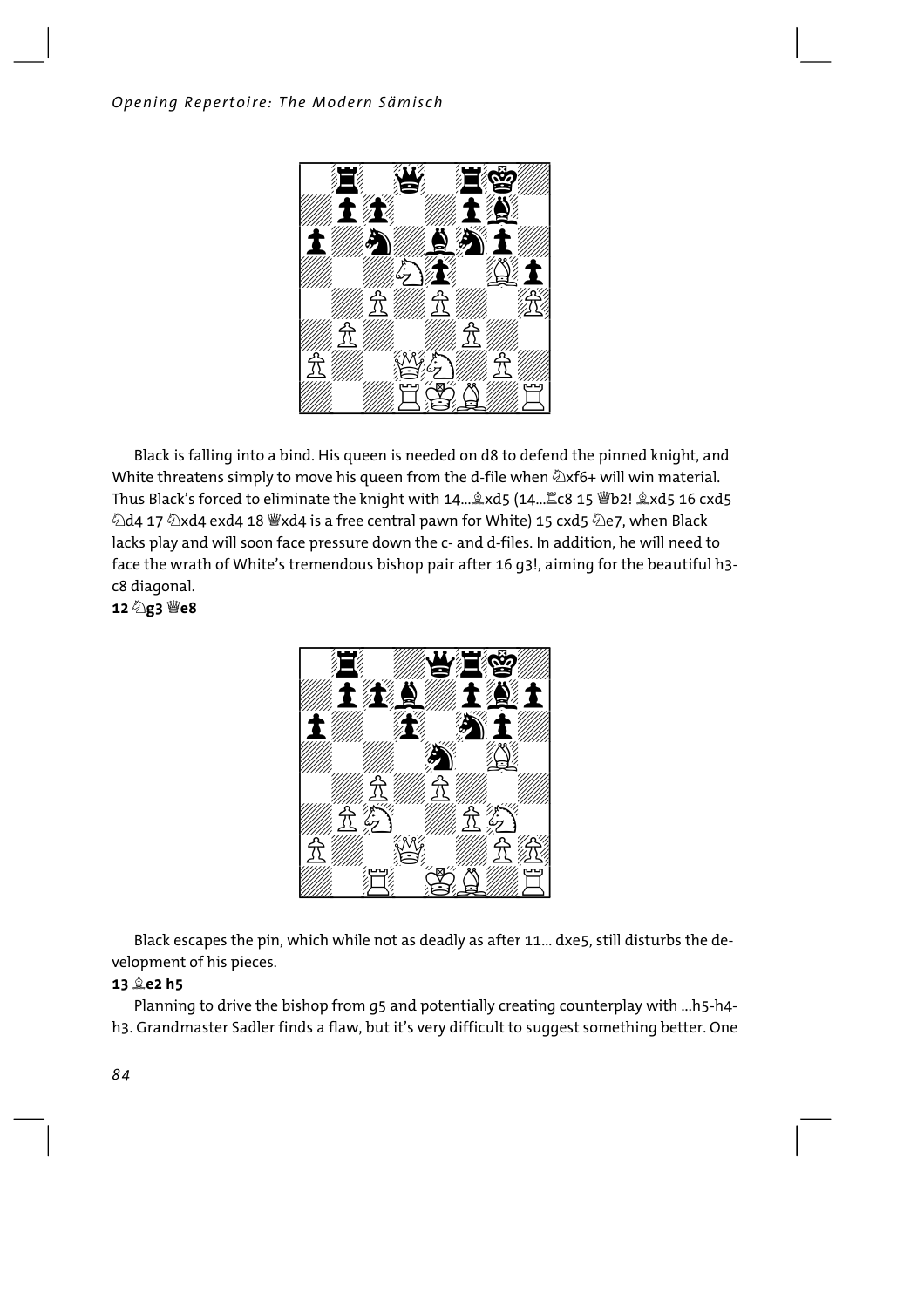Black is falling into a bind. His queen is needed on d8 to defend the pinned knight, and White threatens simply to move his queen from the d-file when ♘xf6+ will win material. Thus Black's forced to eliminate the knight with 14...♗xd5 (14...♖c8 15 ♕b2! ♗xd5 16 cxd5 ♘d4 17 ♘xd4 exd4 18 ♕xd4 is a free central pawn for White) 15 cxd5 ♘e7, when Black lacks play and will soon face pressure down the c- and d-files. In addition, he will need to face the wrath of White's tremendous bishop pair after 16 g3!, aiming for the beautiful h3-c8 diagonal.

**12 ♘g3 ♕e8**

Black escapes the pin, which while not as deadly as after 11... dxe5, still disturbs the development of his pieces.

**13 ♗e2 h5**

Planning to drive the bishop from g5 and potentially creating counterplay with ...h5-h4-h3. Grandmaster Sadler finds a flaw, but it's very difficult to suggest something better. One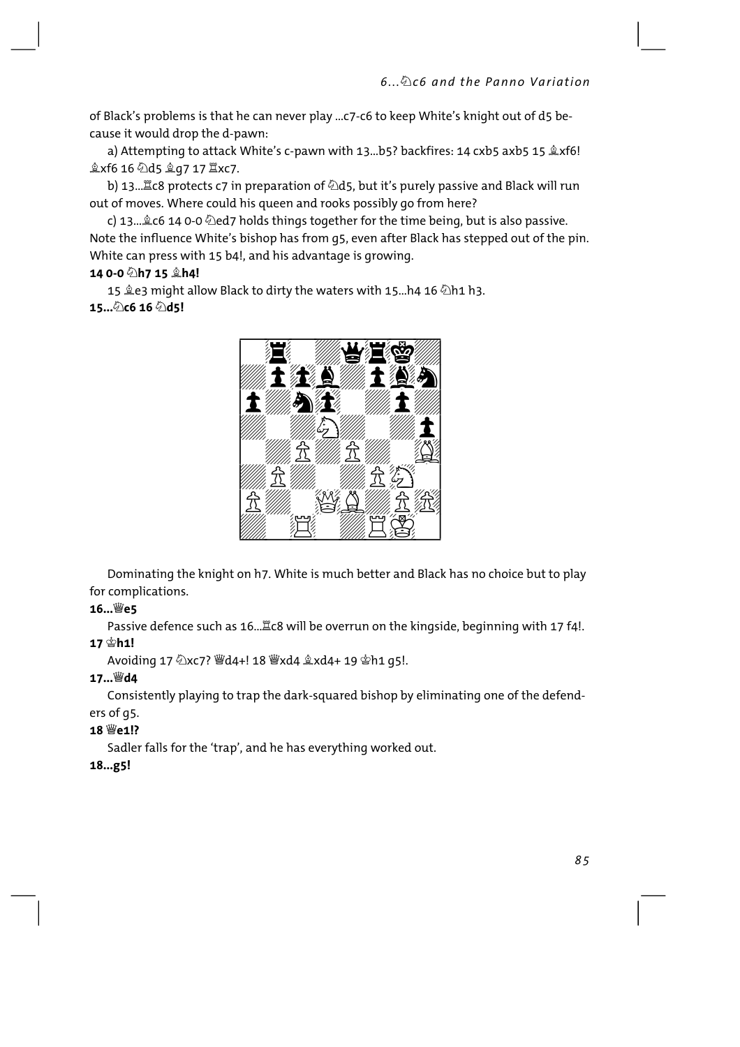of Black's problems is that he can never play ...c7-c6 to keep White's knight out of d5 because it would drop the d-pawn:

a) Attempting to attack White's c-pawn with 13...b5? backfires: 14 cxb5 axb5 15 ♗xf6! ♗xf6 16 ♘d5 ♗g7 17 ♖xc7.

b) 13...♖c8 protects c7 in preparation of ♘d5, but it's purely passive and Black will run out of moves. Where could his queen and rooks possibly go from here?

c) 13...♗c6 14 0-0 ♘ed7 holds things together for the time being, but is also passive. Note the influence White's bishop has from g5, even after Black has stepped out of the pin. White can press with 15 b4!, and his advantage is growing.

**14 0-0 ♘h7 15 ♗h4!**

15 ♗e3 might allow Black to dirty the waters with 15...h4 16 ♘h1 h3.

**15...♘c6 16 ♘d5!**

Dominating the knight on h7. White is much better and Black has no choice but to play for complications.

**16...♕e5**

Passive defence such as 16...♖c8 will be overrun on the kingside, beginning with 17 f4!.

**17 ♔h1!**

Avoiding 17 ♘xc7? ♕d4+! 18 ♕xd4 ♗xd4+ 19 ♔h1 g5!.

**17...♕d4**

Consistently playing to trap the dark-squared bishop by eliminating one of the defenders of g5.

**18 ♕e1!?**

Sadler falls for the 'trap', and he has everything worked out.

**18...g5!**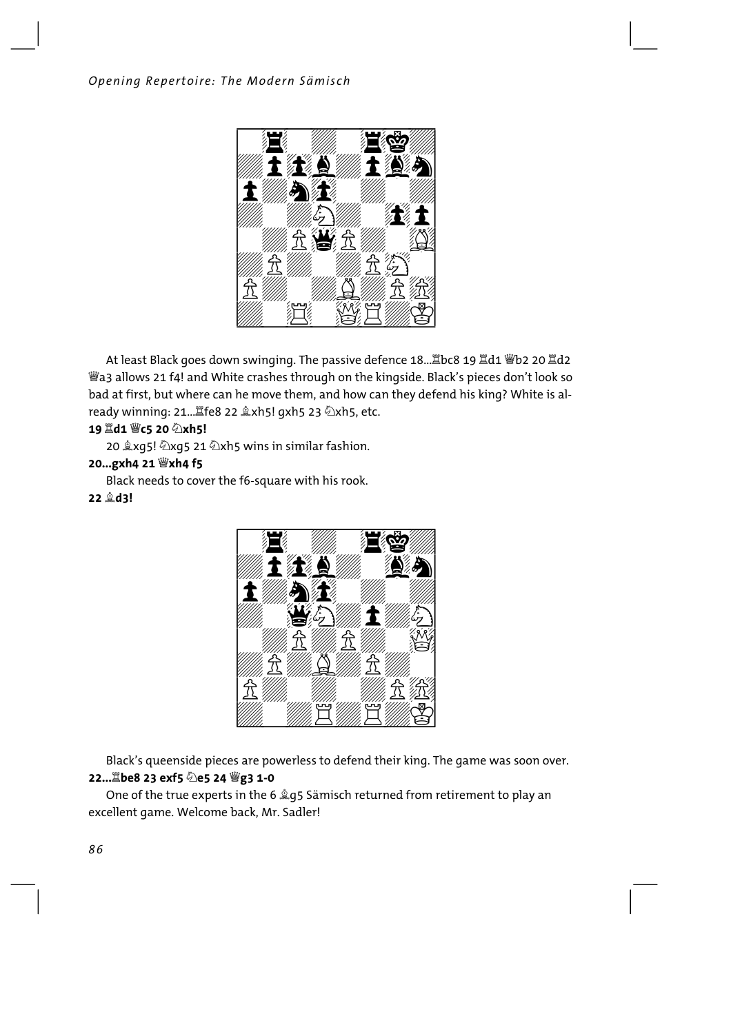At least Black goes down swinging. The passive defence 18...♖bc8 19 ♖d1 ♕b2 20 ♖d2 ♕a3 allows 21 f4! and White crashes through on the kingside. Black's pieces don't look so bad at first, but where can he move them, and how can they defend his king? White is already winning: 21...♖fe8 22 ♗xh5! gxh5 23 ♘xh5, etc.

**19 ♖d1 ♕c5 20 ♘xh5!**

20 ♗xg5! ♘xg5 21 ♘xh5 wins in similar fashion.

**20...gxh4 21 ♕xh4 f5**

Black needs to cover the f6-square with his rook.

**22 ♗d3!**

Black's queenside pieces are powerless to defend their king. The game was soon over.

**22...♖be8 23 exf5 ♘e5 24 ♕g3 1-0**

One of the true experts in the 6 ♗g5 Sämisch returned from retirement to play an excellent game. Welcome back, Mr. Sadler!